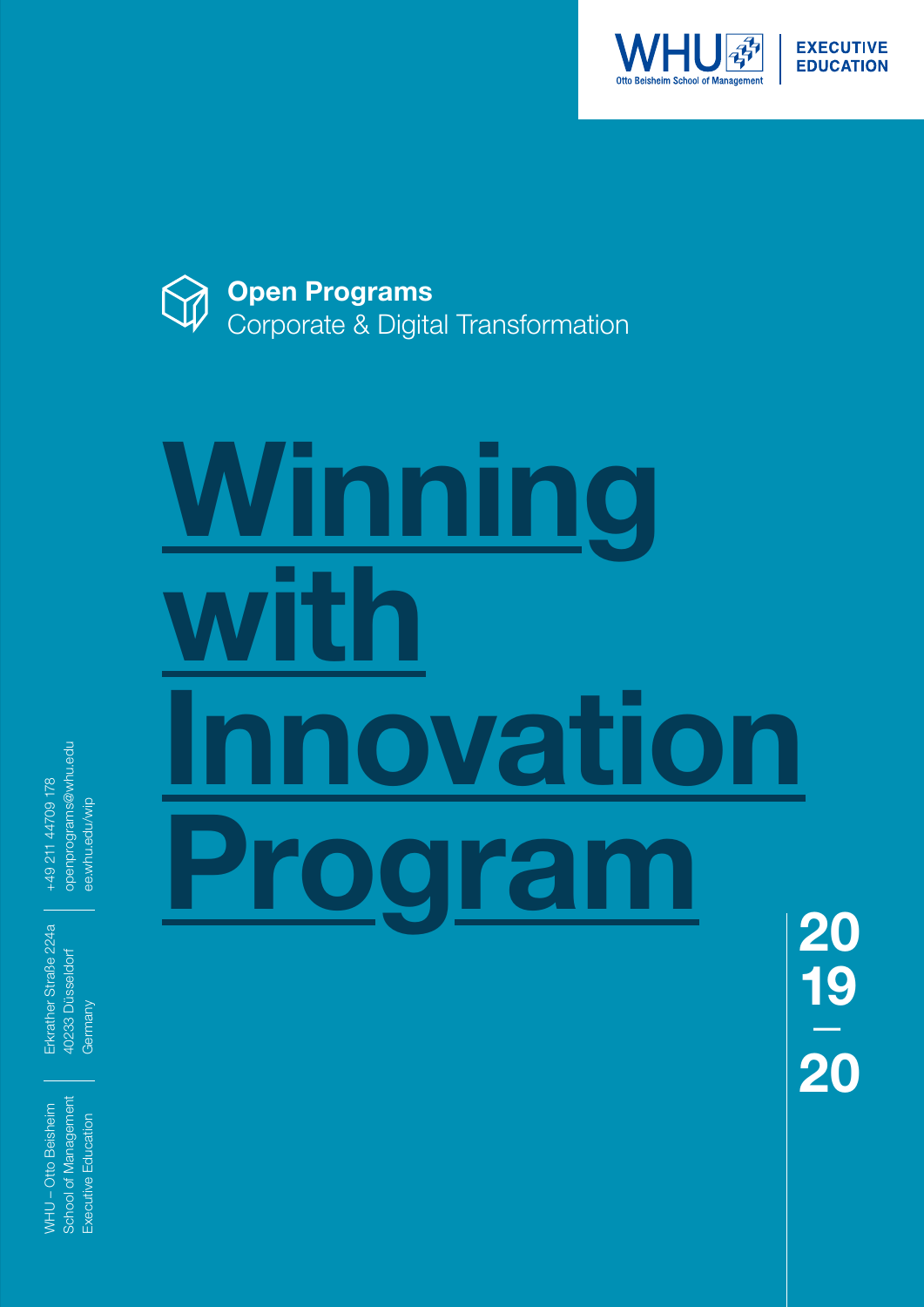WHU Otto Beisheim School of Management | EXECUTIVE EDUCATION

**Open Programs**
Corporate & Digital Transformation

# Winning with Innovation Program

2019 – 2020

WHU – Otto Beisheim School of Management
Executive Education

Erkrather Straße 224a
40233 Düsseldorf
Germany

+49 211 44709 178
openprograms@whu.edu
ee.whu.edu/wip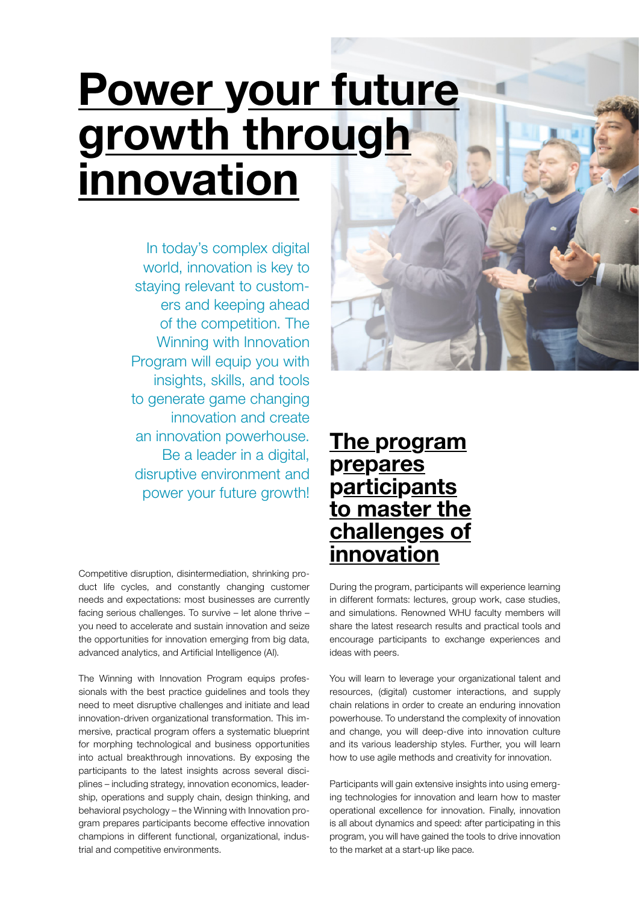# Power your future growth through innovation

In today's complex digital world, innovation is key to staying relevant to customers and keeping ahead of the competition. The Winning with Innovation Program will equip you with insights, skills, and tools to generate game changing innovation and create an innovation powerhouse. Be a leader in a digital, disruptive environment and power your future growth!

Competitive disruption, disintermediation, shrinking product life cycles, and constantly changing customer needs and expectations: most businesses are currently facing serious challenges. To survive – let alone thrive – you need to accelerate and sustain innovation and seize the opportunities for innovation emerging from big data, advanced analytics, and Artificial Intelligence (AI).

The Winning with Innovation Program equips professionals with the best practice guidelines and tools they need to meet disruptive challenges and initiate and lead innovation-driven organizational transformation. This immersive, practical program offers a systematic blueprint for morphing technological and business opportunities into actual breakthrough innovations. By exposing the participants to the latest insights across several disciplines – including strategy, innovation economics, leadership, operations and supply chain, design thinking, and behavioral psychology – the Winning with Innovation program prepares participants become effective innovation champions in different functional, organizational, industrial and competitive environments.

## The program prepares participants to master the challenges of innovation

During the program, participants will experience learning in different formats: lectures, group work, case studies, and simulations. Renowned WHU faculty members will share the latest research results and practical tools and encourage participants to exchange experiences and ideas with peers.

You will learn to leverage your organizational talent and resources, (digital) customer interactions, and supply chain relations in order to create an enduring innovation powerhouse. To understand the complexity of innovation and change, you will deep-dive into innovation culture and its various leadership styles. Further, you will learn how to use agile methods and creativity for innovation.

Participants will gain extensive insights into using emerging technologies for innovation and learn how to master operational excellence for innovation. Finally, innovation is all about dynamics and speed: after participating in this program, you will have gained the tools to drive innovation to the market at a start-up like pace.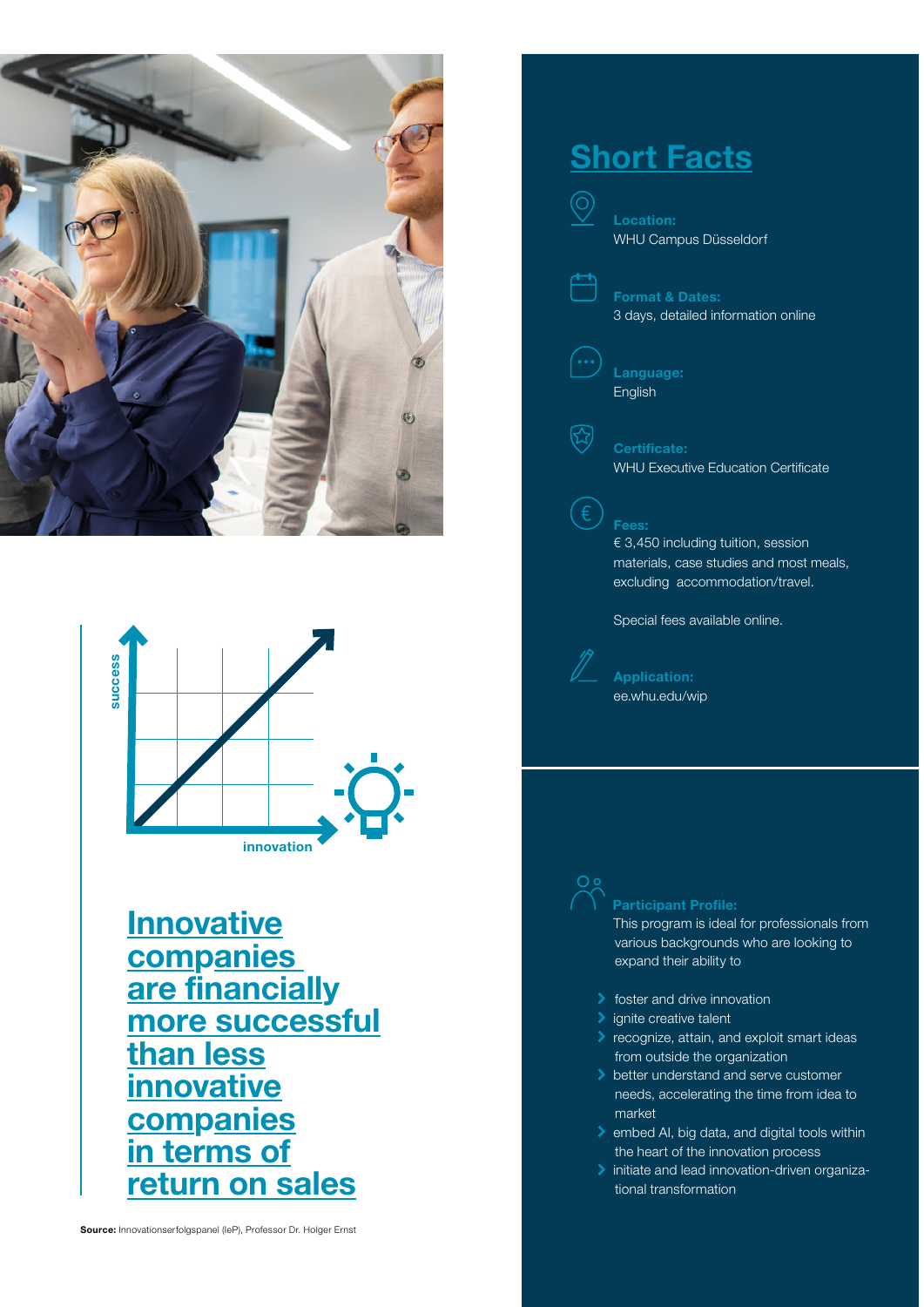success

innovation

## Innovative companies are financially more successful than less innovative companies in terms of return on sales

**Source:** Innovationserfolgspanel (IeP), Professor Dr. Holger Ernst

## Short Facts

**Location:**
WHU Campus Düsseldorf

**Format & Dates:**
3 days, detailed information online

**Language:**
English

**Certificate:**
WHU Executive Education Certificate

**Fees:**
€ 3,450 including tuition, session materials, case studies and most meals, excluding accommodation/travel.

Special fees available online.

**Application:**
ee.whu.edu/wip

**Participant Profile:**
This program is ideal for professionals from various backgrounds who are looking to expand their ability to

- foster and drive innovation
- ignite creative talent
- recognize, attain, and exploit smart ideas from outside the organization
- better understand and serve customer needs, accelerating the time from idea to market
- embed AI, big data, and digital tools within the heart of the innovation process
- initiate and lead innovation-driven organizational transformation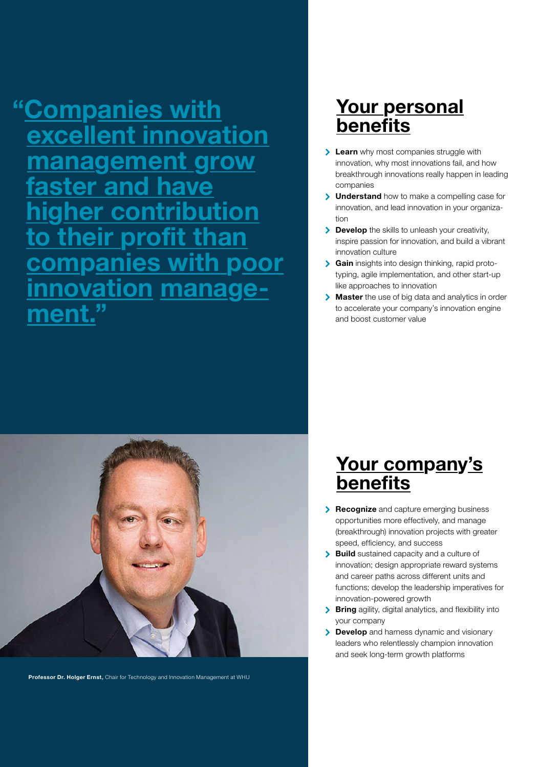"Companies with excellent innovation management grow faster and have higher contribution to their profit than companies with poor innovation management."

**Professor Dr. Holger Ernst,** Chair for Technology and Innovation Management at WHU

## Your personal benefits

- **Learn** why most companies struggle with innovation, why most innovations fail, and how breakthrough innovations really happen in leading companies
- **Understand** how to make a compelling case for innovation, and lead innovation in your organization
- **Develop** the skills to unleash your creativity, inspire passion for innovation, and build a vibrant innovation culture
- **Gain** insights into design thinking, rapid prototyping, agile implementation, and other start-up like approaches to innovation
- **Master** the use of big data and analytics in order to accelerate your company's innovation engine and boost customer value

## Your company's benefits

- **Recognize** and capture emerging business opportunities more effectively, and manage (breakthrough) innovation projects with greater speed, efficiency, and success
- **Build** sustained capacity and a culture of innovation; design appropriate reward systems and career paths across different units and functions; develop the leadership imperatives for innovation-powered growth
- **Bring** agility, digital analytics, and flexibility into your company
- **Develop** and harness dynamic and visionary leaders who relentlessly champion innovation and seek long-term growth platforms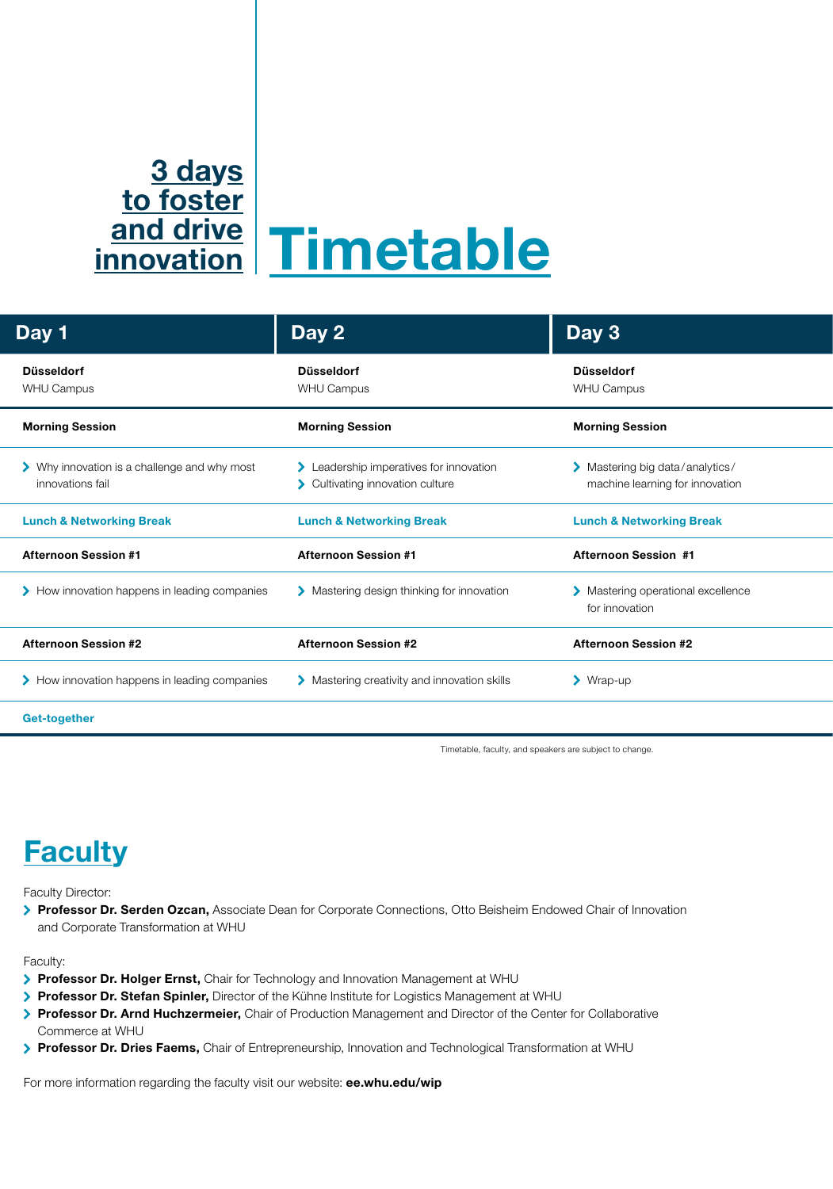# 3 days to foster and drive innovation

# Timetable

| Day 1 | Day 2 | Day 3 |
|---|---|---|
| **Düsseldorf**<br>WHU Campus | **Düsseldorf**<br>WHU Campus | **Düsseldorf**<br>WHU Campus |
| **Morning Session** | **Morning Session** | **Morning Session** |
| › Why innovation is a challenge and why most innovations fail | › Leadership imperatives for innovation<br>› Cultivating innovation culture | › Mastering big data/analytics/machine learning for innovation |
| **Lunch & Networking Break** | **Lunch & Networking Break** | **Lunch & Networking Break** |
| **Afternoon Session #1** | **Afternoon Session #1** | **Afternoon Session #1** |
| › How innovation happens in leading companies | › Mastering design thinking for innovation | › Mastering operational excellence for innovation |
| **Afternoon Session #2** | **Afternoon Session #2** | **Afternoon Session #2** |
| › How innovation happens in leading companies | › Mastering creativity and innovation skills | › Wrap-up |
| **Get-together** | | |

Timetable, faculty, and speakers are subject to change.

## Faculty

Faculty Director:

- **Professor Dr. Serden Ozcan,** Associate Dean for Corporate Connections, Otto Beisheim Endowed Chair of Innovation and Corporate Transformation at WHU

Faculty:

- **Professor Dr. Holger Ernst,** Chair for Technology and Innovation Management at WHU
- **Professor Dr. Stefan Spinler,** Director of the Kühne Institute for Logistics Management at WHU
- **Professor Dr. Arnd Huchzermeier,** Chair of Production Management and Director of the Center for Collaborative Commerce at WHU
- **Professor Dr. Dries Faems,** Chair of Entrepreneurship, Innovation and Technological Transformation at WHU

For more information regarding the faculty visit our website: **ee.whu.edu/wip**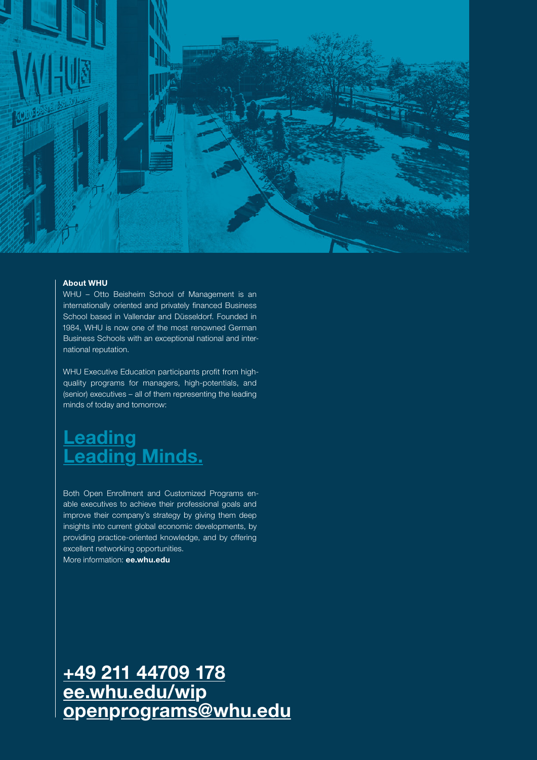**About WHU**

WHU – Otto Beisheim School of Management is an internationally oriented and privately financed Business School based in Vallendar and Düsseldorf. Founded in 1984, WHU is now one of the most renowned German Business Schools with an exceptional national and international reputation.

WHU Executive Education participants profit from high-quality programs for managers, high-potentials, and (senior) executives – all of them representing the leading minds of today and tomorrow:

## Leading Leading Minds.

Both Open Enrollment and Customized Programs enable executives to achieve their professional goals and improve their company's strategy by giving them deep insights into current global economic developments, by providing practice-oriented knowledge, and by offering excellent networking opportunities.
More information: **ee.whu.edu**

## +49 211 44709 178
## ee.whu.edu/wip
## openprograms@whu.edu